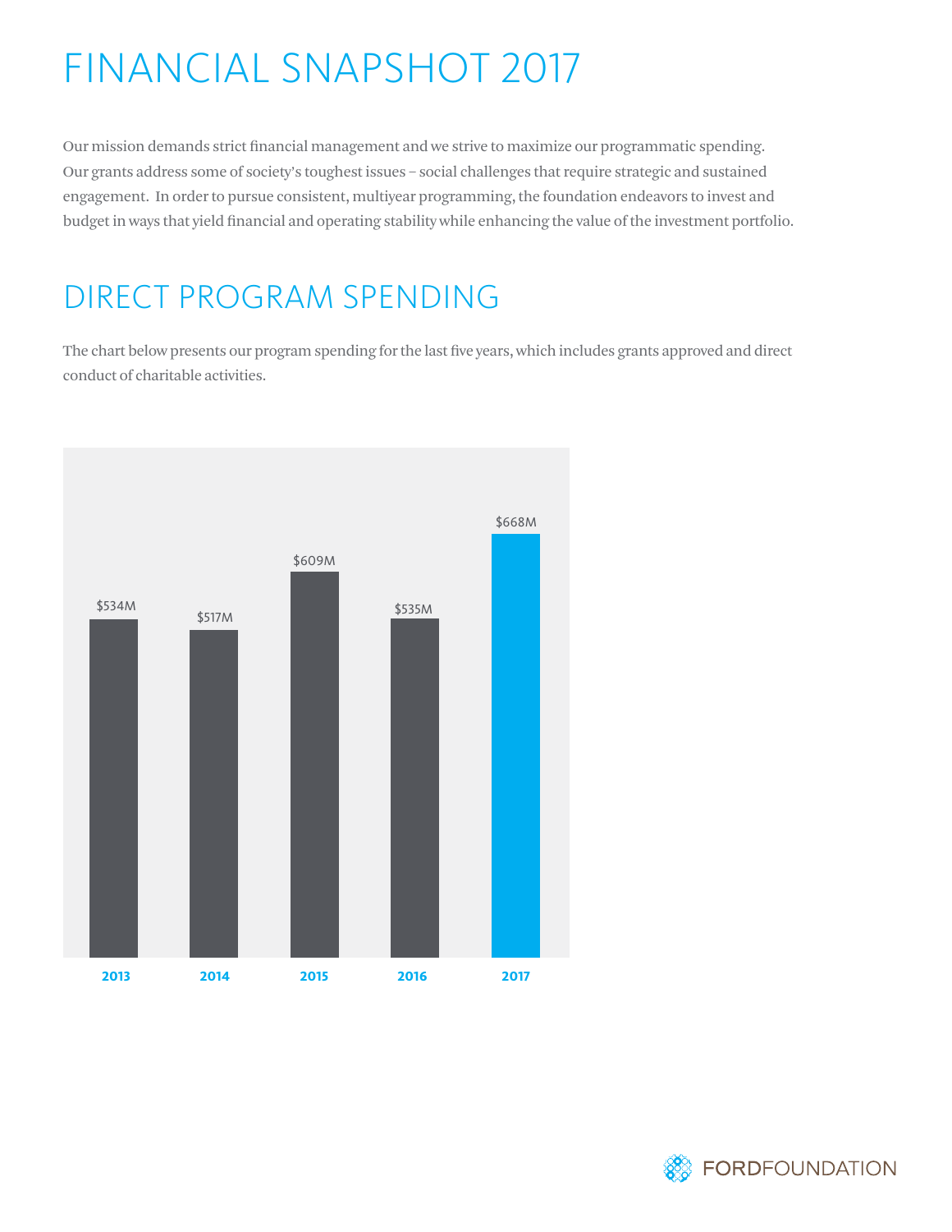# FINANCIAL SNAPSHOT 2017

Our mission demands strict financial management and we strive to maximize our programmatic spending. Our grants address some of society's toughest issues – social challenges that require strategic and sustained engagement. In order to pursue consistent, multiyear programming, the foundation endeavors to invest and budget in ways that yield financial and operating stability while enhancing the value of the investment portfolio.

## DIRECT PROGRAM SPENDING

The chart below presents our program spending for the last five years, which includes grants approved and direct conduct of charitable activities.

| 2013 | 2014 | 2015 | 2016 | 2017 |
|---|---|---|---|---|
| $534M | $517M | $609M | $535M | $668M |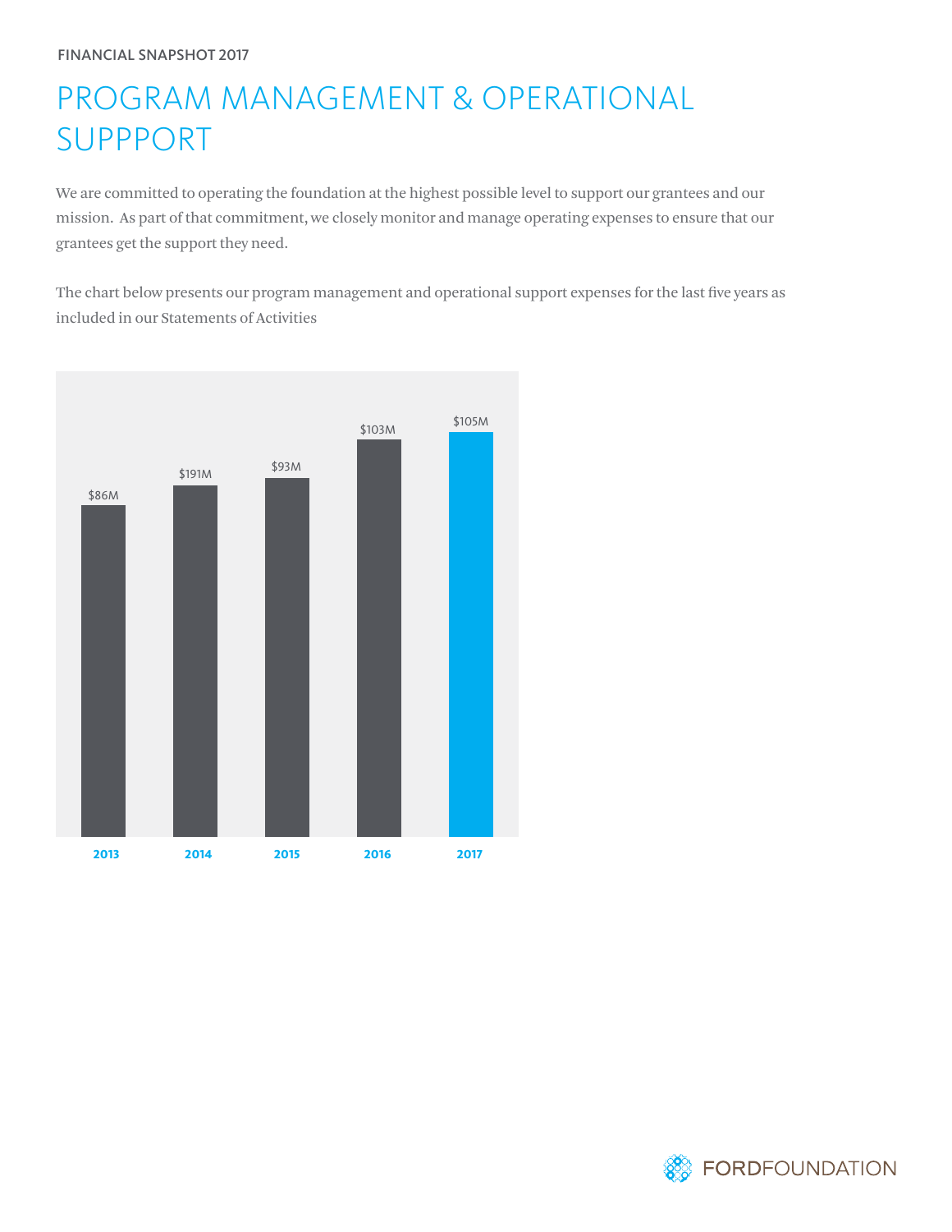FINANCIAL SNAPSHOT 2017

# PROGRAM MANAGEMENT & OPERATIONAL SUPPPORT

We are committed to operating the foundation at the highest possible level to support our grantees and our mission.  As part of that commitment, we closely monitor and manage operating expenses to ensure that our grantees get the support they need.

The chart below presents our program management and operational support expenses for the last five years as included in our Statements of Activities

| Year | Expenses |
| --- | --- |
| 2013 | $86M |
| 2014 | $191M |
| 2015 | $93M |
| 2016 | $103M |
| 2017 | $105M |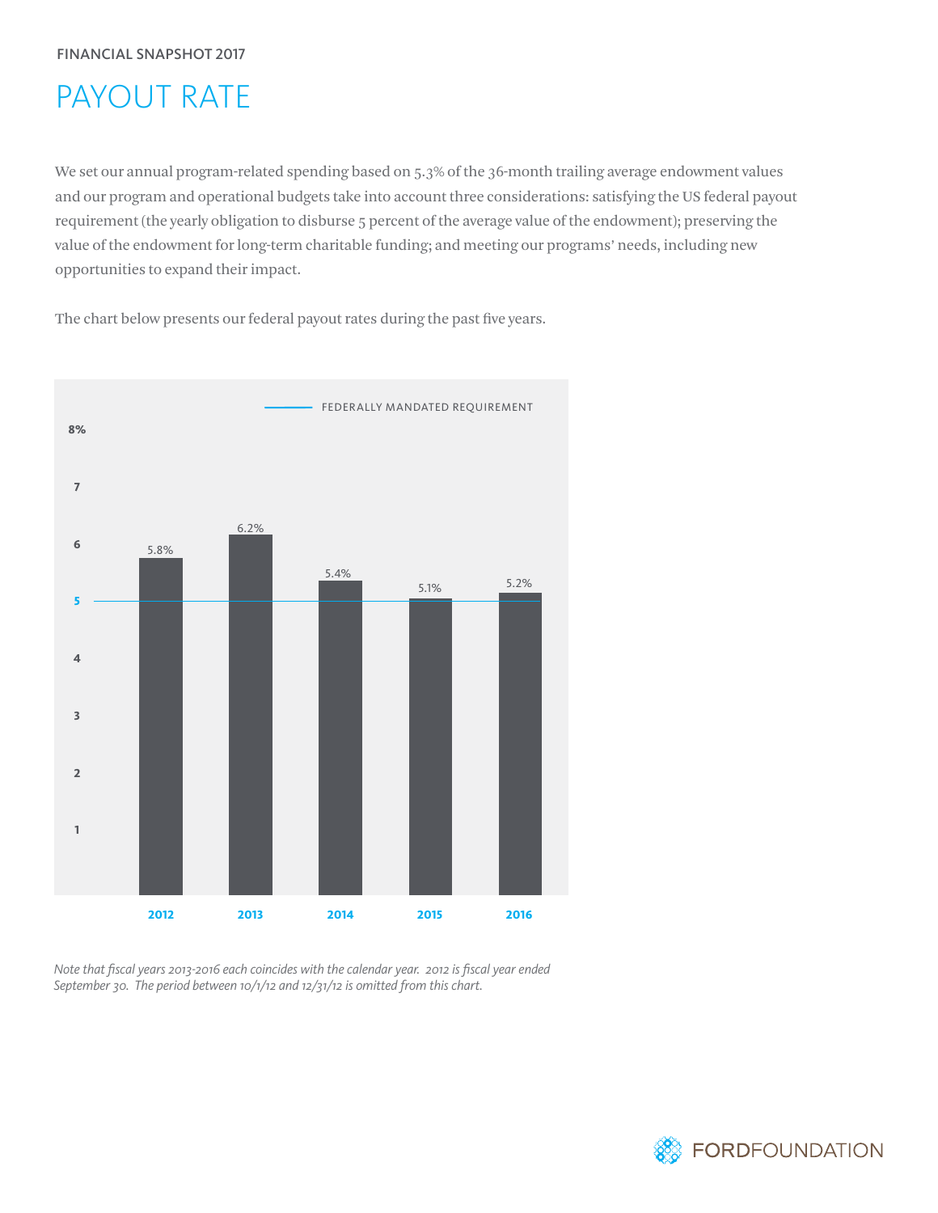FINANCIAL SNAPSHOT 2017

# PAYOUT RATE

We set our annual program-related spending based on 5.3% of the 36-month trailing average endowment values and our program and operational budgets take into account three considerations: satisfying the US federal payout requirement (the yearly obligation to disburse 5 percent of the average value of the endowment); preserving the value of the endowment for long-term charitable funding; and meeting our programs' needs, including new opportunities to expand their impact.

The chart below presents our federal payout rates during the past five years.

FEDERALLY MANDATED REQUIREMENT: 5%

| Year | Payout Rate |
|---|---|
| 2012 | 5.8% |
| 2013 | 6.2% |
| 2014 | 5.4% |
| 2015 | 5.1% |
| 2016 | 5.2% |

*Note that fiscal years 2013-2016 each coincides with the calendar year. 2012 is fiscal year ended September 30. The period between 10/1/12 and 12/31/12 is omitted from this chart.*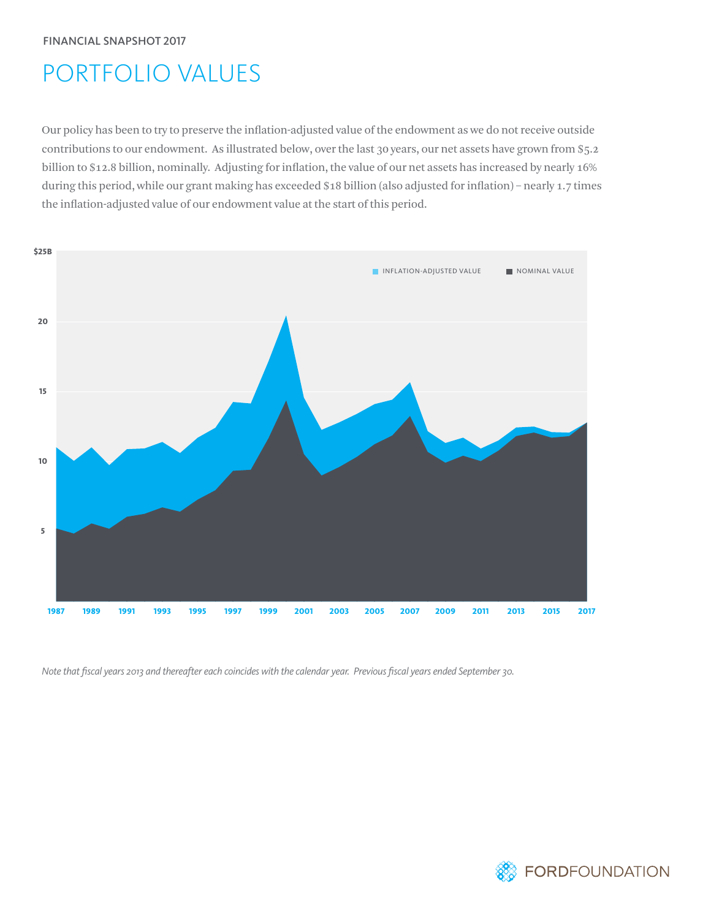FINANCIAL SNAPSHOT 2017

# PORTFOLIO VALUES

Our policy has been to try to preserve the inflation-adjusted value of the endowment as we do not receive outside contributions to our endowment. As illustrated below, over the last 30 years, our net assets have grown from $5.2 billion to $12.8 billion, nominally. Adjusting for inflation, the value of our net assets has increased by nearly 16% during this period, while our grant making has exceeded $18 billion (also adjusted for inflation) – nearly 1.7 times the inflation-adjusted value of our endowment value at the start of this period.

*Note that fiscal years 2013 and thereafter each coincides with the calendar year. Previous fiscal years ended September 30.*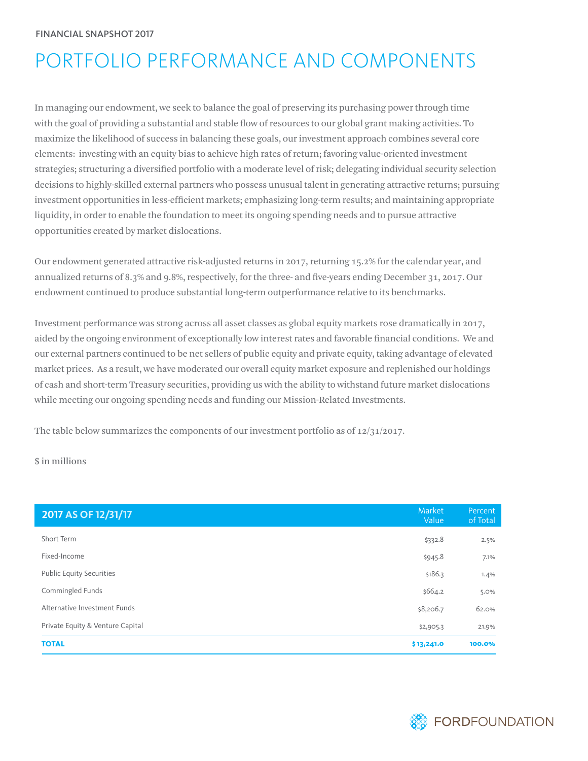FINANCIAL SNAPSHOT 2017

# PORTFOLIO PERFORMANCE AND COMPONENTS

In managing our endowment, we seek to balance the goal of preserving its purchasing power through time with the goal of providing a substantial and stable flow of resources to our global grant making activities. To maximize the likelihood of success in balancing these goals, our investment approach combines several core elements: investing with an equity bias to achieve high rates of return; favoring value-oriented investment strategies; structuring a diversified portfolio with a moderate level of risk; delegating individual security selection decisions to highly-skilled external partners who possess unusual talent in generating attractive returns; pursuing investment opportunities in less-efficient markets; emphasizing long-term results; and maintaining appropriate liquidity, in order to enable the foundation to meet its ongoing spending needs and to pursue attractive opportunities created by market dislocations.

Our endowment generated attractive risk-adjusted returns in 2017, returning 15.2% for the calendar year, and annualized returns of 8.3% and 9.8%, respectively, for the three- and five-years ending December 31, 2017. Our endowment continued to produce substantial long-term outperformance relative to its benchmarks.

Investment performance was strong across all asset classes as global equity markets rose dramatically in 2017, aided by the ongoing environment of exceptionally low interest rates and favorable financial conditions. We and our external partners continued to be net sellers of public equity and private equity, taking advantage of elevated market prices. As a result, we have moderated our overall equity market exposure and replenished our holdings of cash and short-term Treasury securities, providing us with the ability to withstand future market dislocations while meeting our ongoing spending needs and funding our Mission-Related Investments.

The table below summarizes the components of our investment portfolio as of 12/31/2017.

$ in millions

| 2017 AS OF 12/31/17 | Market Value | Percent of Total |
|---|---|---|
| Short Term | $332.8 | 2.5% |
| Fixed-Income | $945.8 | 7.1% |
| Public Equity Securities | $186.3 | 1.4% |
| Commingled Funds | $664.2 | 5.0% |
| Alternative Investment Funds | $8,206.7 | 62.0% |
| Private Equity & Venture Capital | $2,905.3 | 21.9% |
| **TOTAL** | **$ 13,241.0** | **100.0%** |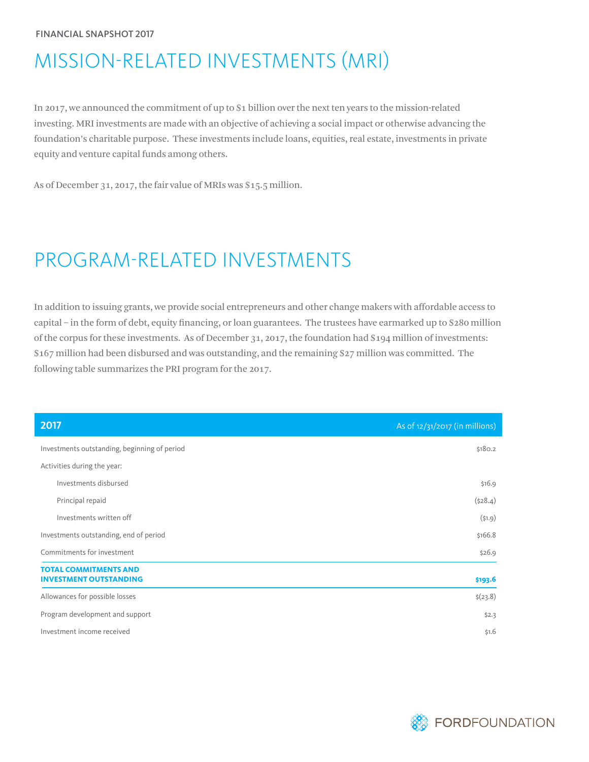FINANCIAL SNAPSHOT 2017

# MISSION-RELATED INVESTMENTS (MRI)

In 2017, we announced the commitment of up to $1 billion over the next ten years to the mission-related investing. MRI investments are made with an objective of achieving a social impact or otherwise advancing the foundation's charitable purpose. These investments include loans, equities, real estate, investments in private equity and venture capital funds among others.

As of December 31, 2017, the fair value of MRIs was $15.5 million.

# PROGRAM-RELATED INVESTMENTS

In addition to issuing grants, we provide social entrepreneurs and other change makers with affordable access to capital – in the form of debt, equity financing, or loan guarantees. The trustees have earmarked up to $280 million of the corpus for these investments. As of December 31, 2017, the foundation had $194 million of investments: $167 million had been disbursed and was outstanding, and the remaining $27 million was committed. The following table summarizes the PRI program for the 2017.

| 2017 | As of 12/31/2017 (in millions) |
|---|---|
| Investments outstanding, beginning of period | $180.2 |
| Activities during the year: | |
| Investments disbursed | $16.9 |
| Principal repaid | ($28.4) |
| Investments written off | ($1.9) |
| Investments outstanding, end of period | $166.8 |
| Commitments for investment | $26.9 |
| **TOTAL COMMITMENTS AND INVESTMENT OUTSTANDING** | **$193.6** |
| Allowances for possible losses | $(23.8) |
| Program development and support | $2.3 |
| Investment income received | $1.6 |